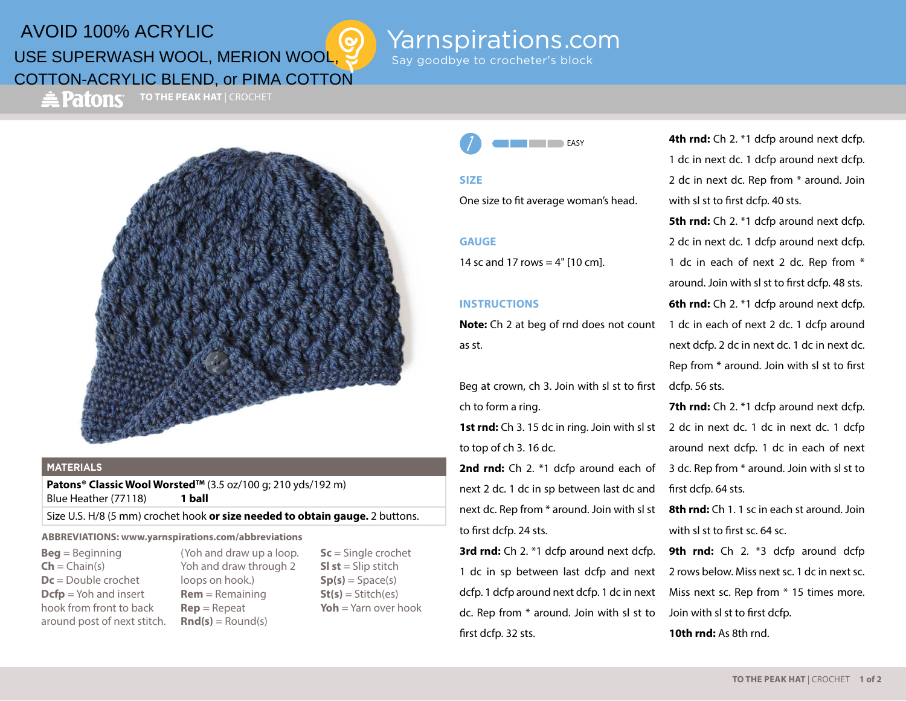AVOID 100% ACRYLIC

USE SUPERWASH WOOL, MERION WOOL, COTTON-ACRYLIC BLEND, or PIMA COTTON

Yarnspirations.com

Say goodbye to crocheter's block

Patons

# TO THE PEAK HAT | CROCHET

EASY

## MATERIALS

| | |
|---|---|
| **Patons® Classic Wool Worsted™** (3.5 oz/100 g; 210 yds/192 m) Blue Heather (77118) | **1 ball** |
| Size U.S. H/8 (5 mm) crochet hook **or size needed to obtain gauge.** 2 buttons. | |

**ABBREVIATIONS: www.yarnspirations.com/abbreviations**

**Beg** = Beginning
**Ch** = Chain(s)
**Dc** = Double crochet
**Dcfp** = Yoh and insert hook from front to back around post of next stitch. (Yoh and draw up a loop. Yoh and draw through 2 loops on hook.)
**Rem** = Remaining
**Rep** = Repeat
**Rnd(s)** = Round(s)
**Sc** = Single crochet
**Sl st** = Slip stitch
**Sp(s)** = Space(s)
**St(s)** = Stitch(es)
**Yoh** = Yarn over hook

## SIZE

One size to fit average woman's head.

## GAUGE

14 sc and 17 rows = 4" [10 cm].

## INSTRUCTIONS

**Note:** Ch 2 at beg of rnd does not count as st.

Beg at crown, ch 3. Join with sl st to first ch to form a ring.

**1st rnd:** Ch 3. 15 dc in ring. Join with sl st to top of ch 3. 16 dc.

**2nd rnd:** Ch 2. *1 dcfp around each of next 2 dc. 1 dc in sp between last dc and next dc. Rep from * around. Join with sl st to first dcfp. 24 sts.

**3rd rnd:** Ch 2. *1 dcfp around next dcfp. 1 dc in sp between last dcfp and next dcfp. 1 dcfp around next dcfp. 1 dc in next dc. Rep from * around. Join with sl st to first dcfp. 32 sts.

**4th rnd:** Ch 2. *1 dcfp around next dcfp. 1 dc in next dc. 1 dcfp around next dcfp. 2 dc in next dc. Rep from * around. Join with sl st to first dcfp. 40 sts.

**5th rnd:** Ch 2. *1 dcfp around next dcfp. 2 dc in next dc. 1 dcfp around next dcfp. 1 dc in each of next 2 dc. Rep from * around. Join with sl st to first dcfp. 48 sts.

**6th rnd:** Ch 2. *1 dcfp around next dcfp. 1 dc in each of next 2 dc. 1 dcfp around next dcfp. 2 dc in next dc. 1 dc in next dc. Rep from * around. Join with sl st to first dcfp. 56 sts.

**7th rnd:** Ch 2. *1 dcfp around next dcfp. 2 dc in next dc. 1 dc in next dc. 1 dcfp around next dcfp. 1 dc in each of next 3 dc. Rep from * around. Join with sl st to first dcfp. 64 sts.

**8th rnd:** Ch 1. 1 sc in each st around. Join with sl st to first sc. 64 sc.

**9th rnd:** Ch 2. *3 dcfp around dcfp 2 rows below. Miss next sc. 1 dc in next sc. Miss next sc. Rep from * 15 times more. Join with sl st to first dcfp.

**10th rnd:** As 8th rnd.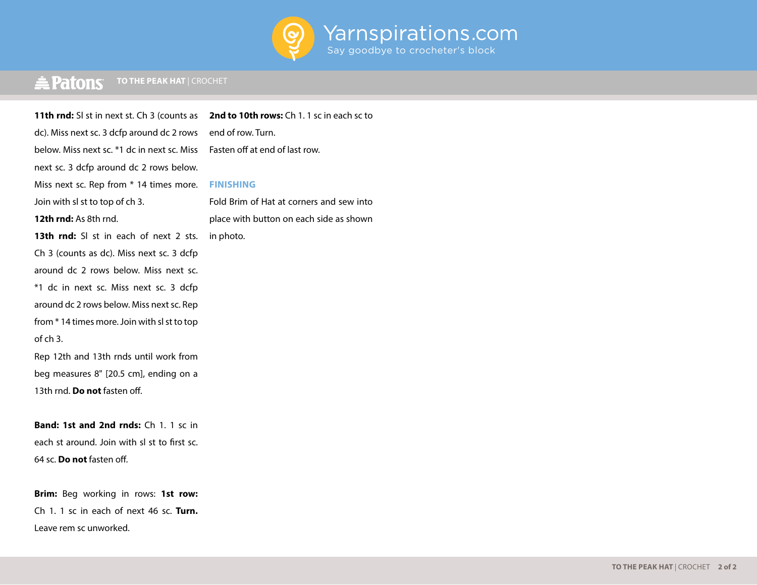**11th rnd:** Sl st in next st. Ch 3 (counts as dc). Miss next sc. 3 dcfp around dc 2 rows below. Miss next sc. *1 dc in next sc. Miss next sc. 3 dcfp around dc 2 rows below. Miss next sc. Rep from * 14 times more. Join with sl st to top of ch 3.

**12th rnd:** As 8th rnd.

**13th rnd:** Sl st in each of next 2 sts. Ch 3 (counts as dc). Miss next sc. 3 dcfp around dc 2 rows below. Miss next sc. *1 dc in next sc. Miss next sc. 3 dcfp around dc 2 rows below. Miss next sc. Rep from * 14 times more. Join with sl st to top of ch 3.

Rep 12th and 13th rnds until work from beg measures 8" [20.5 cm], ending on a 13th rnd. **Do not** fasten off.

**Band: 1st and 2nd rnds:** Ch 1. 1 sc in each st around. Join with sl st to first sc. 64 sc. **Do not** fasten off.

**Brim:** Beg working in rows: **1st row:** Ch 1. 1 sc in each of next 46 sc. **Turn.** Leave rem sc unworked.

**2nd to 10th rows:** Ch 1. 1 sc in each sc to end of row. Turn.

Fasten off at end of last row.

## FINISHING

Fold Brim of Hat at corners and sew into place with button on each side as shown in photo.